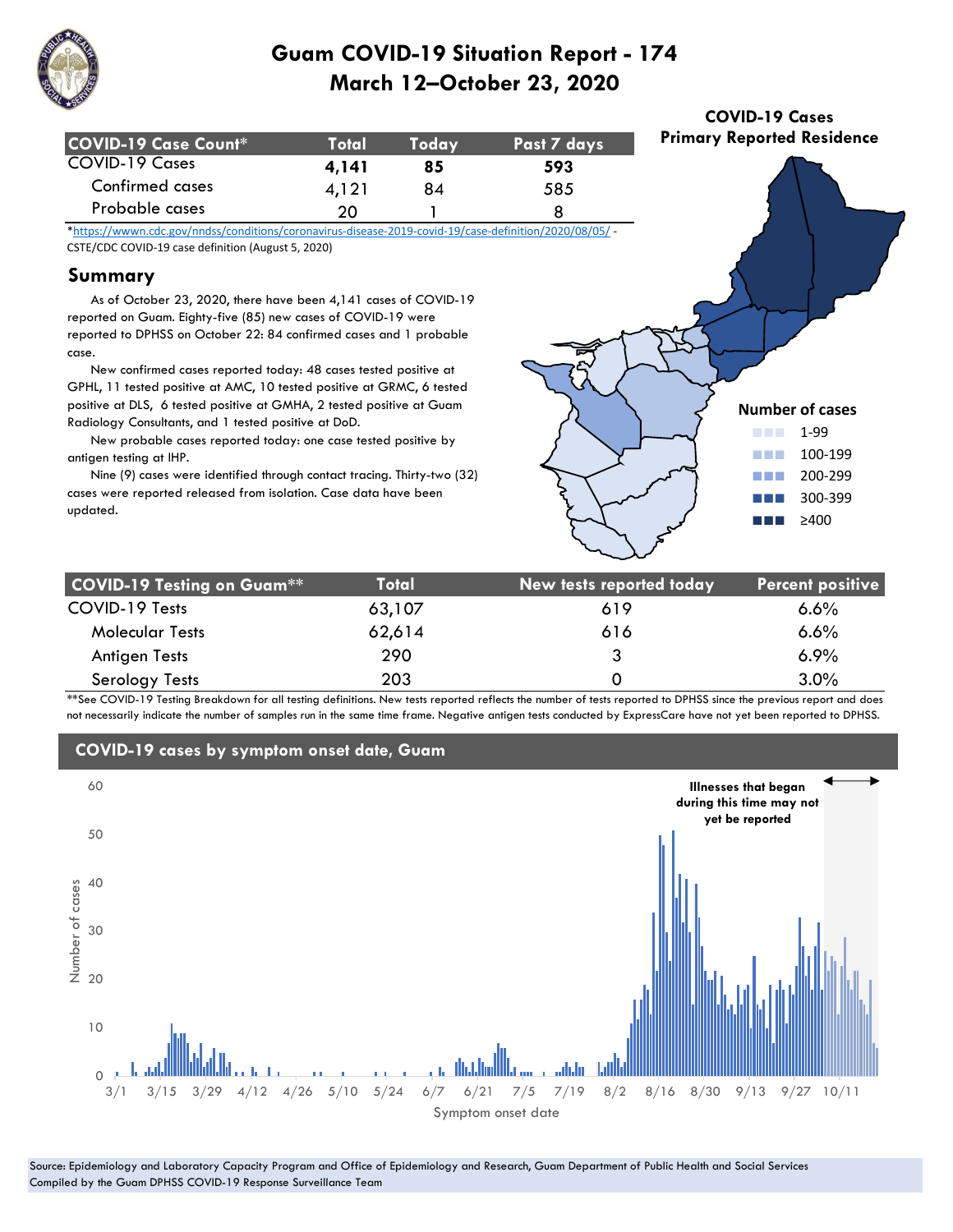# Guam COVID-19 Situation Report - 174
## March 12–October 23, 2020

| COVID-19 Case Count* | Total | Today | Past 7 days |
|---|---|---|---|
| COVID-19 Cases | **4,141** | **85** | **593** |
| Confirmed cases | 4,121 | 84 | 585 |
| Probable cases | 20 | 1 | 8 |

*https://wwwn.cdc.gov/nndss/conditions/coronavirus-disease-2019-covid-19/case-definition/2020/08/05/ - CSTE/CDC COVID-19 case definition (August 5, 2020)

## Summary

As of October 23, 2020, there have been 4,141 cases of COVID-19 reported on Guam. Eighty-five (85) new cases of COVID-19 were reported to DPHSS on October 22: 84 confirmed cases and 1 probable case.

New confirmed cases reported today: 48 cases tested positive at GPHL, 11 tested positive at AMC, 10 tested positive at GRMC, 6 tested positive at DLS, 6 tested positive at GMHA, 2 tested positive at Guam Radiology Consultants, and 1 tested positive at DoD.

New probable cases reported today: one case tested positive by antigen testing at IHP.

Nine (9) cases were identified through contact tracing. Thirty-two (32) cases were reported released from isolation. Case data have been updated.

**COVID-19 Cases Primary Reported Residence**

Number of cases: 1-99; 100-199; 200-299; 300-399; ≥400

| COVID-19 Testing on Guam** | Total | New tests reported today | Percent positive |
|---|---|---|---|
| COVID-19 Tests | 63,107 | 619 | 6.6% |
| Molecular Tests | 62,614 | 616 | 6.6% |
| Antigen Tests | 290 | 3 | 6.9% |
| Serology Tests | 203 | 0 | 3.0% |

**See COVID-19 Testing Breakdown for all testing definitions. New tests reported reflects the number of tests reported to DPHSS since the previous report and does not necessarily indicate the number of samples run in the same time frame. Negative antigen tests conducted by ExpressCare have not yet been reported to DPHSS.

## COVID-19 cases by symptom onset date, Guam

Illnesses that began during this time may not yet be reported

Source: Epidemiology and Laboratory Capacity Program and Office of Epidemiology and Research, Guam Department of Public Health and Social Services
Compiled by the Guam DPHSS COVID-19 Response Surveillance Team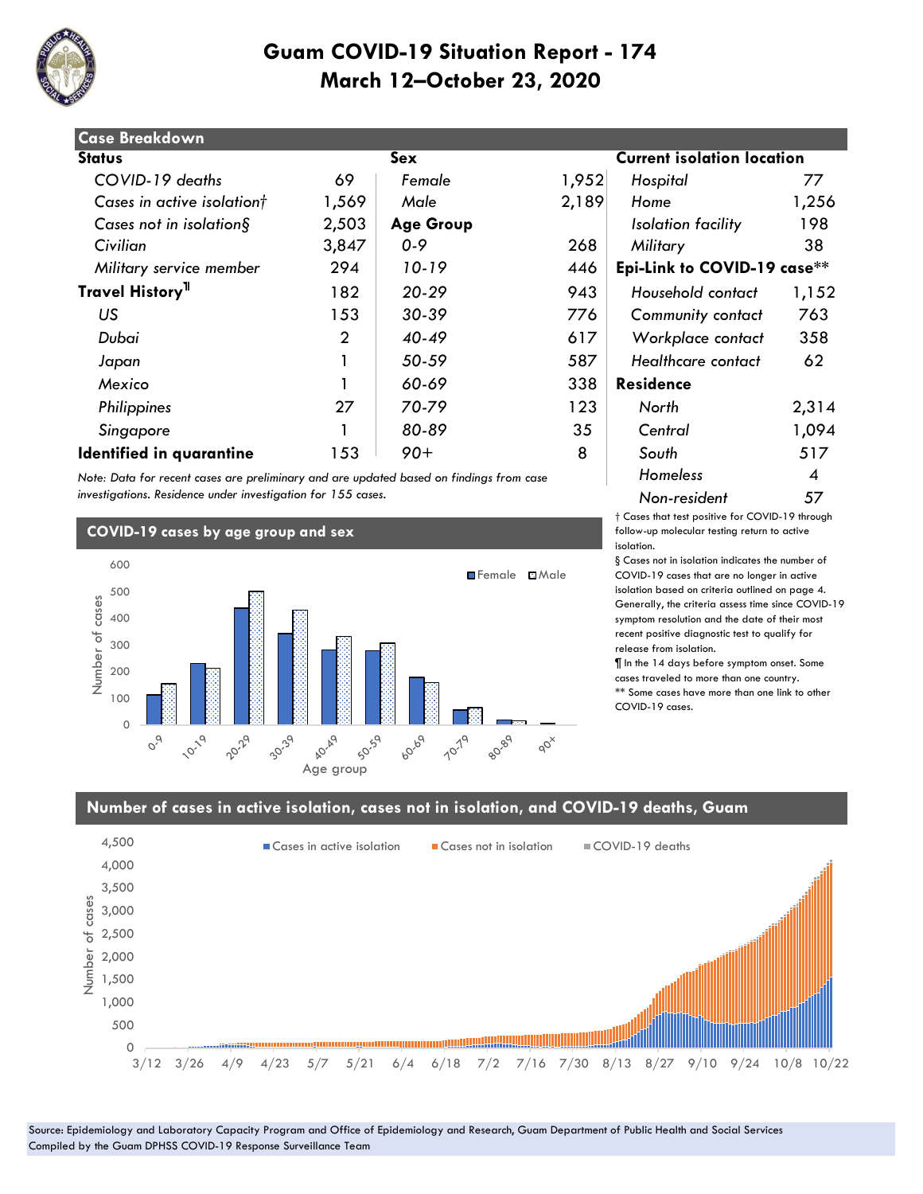# Guam COVID-19 Situation Report - 174
## March 12–October 23, 2020

### Case Breakdown

| Status | | Sex | | Current isolation location | |
|---|---|---|---|---|---|
| *COVID-19 deaths* | 69 | *Female* | 1,952 | *Hospital* | 77 |
| *Cases in active isolation†* | 1,569 | *Male* | 2,189 | *Home* | 1,256 |
| *Cases not in isolation§* | 2,503 | **Age Group** | | *Isolation facility* | 198 |
| *Civilian* | 3,847 | *0-9* | 268 | *Military* | 38 |
| *Military service member* | 294 | *10-19* | 446 | **Epi-Link to COVID-19 case\*\*** | |
| **Travel History¶** | 182 | *20-29* | 943 | *Household contact* | 1,152 |
| *US* | 153 | *30-39* | 776 | *Community contact* | 763 |
| *Dubai* | 2 | *40-49* | 617 | *Workplace contact* | 358 |
| *Japan* | 1 | *50-59* | 587 | *Healthcare contact* | 62 |
| *Mexico* | 1 | *60-69* | 338 | **Residence** | |
| *Philippines* | 27 | *70-79* | 123 | *North* | 2,314 |
| *Singapore* | 1 | *80-89* | 35 | *Central* | 1,094 |
| **Identified in quarantine** | 153 | *90+* | 8 | *South* | 517 |
| | | | | *Homeless* | 4 |
| | | | | *Non-resident* | 57 |

*Note: Data for recent cases are preliminary and are updated based on findings from case investigations. Residence under investigation for 155 cases.*

† Cases that test positive for COVID-19 through follow-up molecular testing return to active isolation.

§ Cases not in isolation indicates the number of COVID-19 cases that are no longer in active isolation based on criteria outlined on page 4. Generally, the criteria assess time since COVID-19 symptom resolution and the date of their most recent positive diagnostic test to qualify for release from isolation.

¶ In the 14 days before symptom onset. Some cases traveled to more than one country.

** Some cases have more than one link to other COVID-19 cases.

### COVID-19 cases by age group and sex

### Number of cases in active isolation, cases not in isolation, and COVID-19 deaths, Guam

Source: Epidemiology and Laboratory Capacity Program and Office of Epidemiology and Research, Guam Department of Public Health and Social Services
Compiled by the Guam DPHSS COVID-19 Response Surveillance Team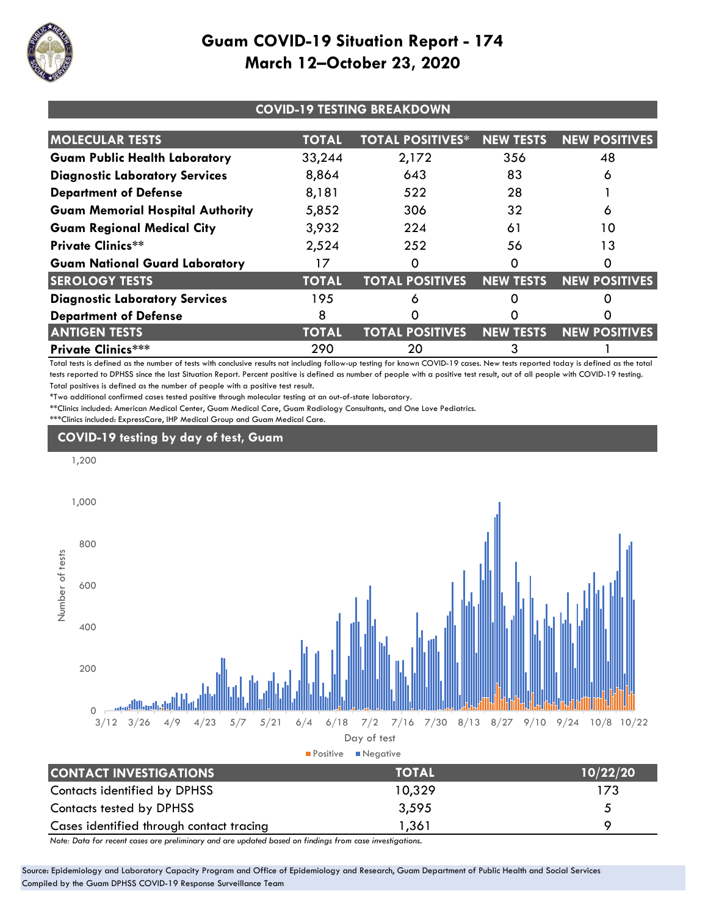# Guam COVID-19 Situation Report - 174
## March 12–October 23, 2020

### COVID-19 TESTING BREAKDOWN

| MOLECULAR TESTS | TOTAL | TOTAL POSITIVES* | NEW TESTS | NEW POSITIVES |
|---|---|---|---|---|
| **Guam Public Health Laboratory** | 33,244 | 2,172 | 356 | 48 |
| **Diagnostic Laboratory Services** | 8,864 | 643 | 83 | 6 |
| **Department of Defense** | 8,181 | 522 | 28 | 1 |
| **Guam Memorial Hospital Authority** | 5,852 | 306 | 32 | 6 |
| **Guam Regional Medical City** | 3,932 | 224 | 61 | 10 |
| **Private Clinics**** | 2,524 | 252 | 56 | 13 |
| **Guam National Guard Laboratory** | 17 | 0 | 0 | 0 |
| **SEROLOGY TESTS** | **TOTAL** | **TOTAL POSITIVES** | **NEW TESTS** | **NEW POSITIVES** |
| **Diagnostic Laboratory Services** | 195 | 6 | 0 | 0 |
| **Department of Defense** | 8 | 0 | 0 | 0 |
| **ANTIGEN TESTS** | **TOTAL** | **TOTAL POSITIVES** | **NEW TESTS** | **NEW POSITIVES** |
| **Private Clinics***** | 290 | 20 | 3 | 1 |

Total tests is defined as the number of tests with conclusive results not including follow-up testing for known COVID-19 cases. New tests reported today is defined as the total tests reported to DPHSS since the last Situation Report. Percent positive is defined as number of people with a positive test result, out of all people with COVID-19 testing. Total positives is defined as the number of people with a positive test result.

*Two additional confirmed cases tested positive through molecular testing at an out-of-state laboratory.

**Clinics included: American Medical Center, Guam Medical Care, Guam Radiology Consultants, and One Love Pediatrics.

***Clinics included: ExpressCare, IHP Medical Group and Guam Medical Care.

### COVID-19 testing by day of test, Guam

| CONTACT INVESTIGATIONS | TOTAL | 10/22/20 |
|---|---|---|
| Contacts identified by DPHSS | 10,329 | 173 |
| Contacts tested by DPHSS | 3,595 | 5 |
| Cases identified through contact tracing | 1,361 | 9 |

*Note: Data for recent cases are preliminary and are updated based on findings from case investigations.*

Source: Epidemiology and Laboratory Capacity Program and Office of Epidemiology and Research, Guam Department of Public Health and Social Services
Compiled by the Guam DPHSS COVID-19 Response Surveillance Team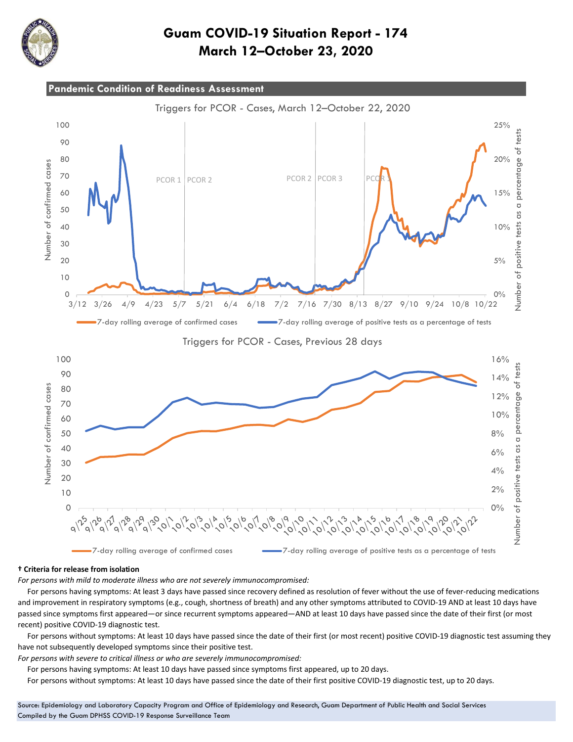# Guam COVID-19 Situation Report - 174
## March 12–October 23, 2020

### Pandemic Condition of Readiness Assessment

Triggers for PCOR - Cases, March 12–October 22, 2020

Number of confirmed cases

0 10 20 30 40 50 60 70 80 90 100

Number of positive tests as a percentage of tests

0% 5% 10% 15% 20% 25%

3/12 3/26 4/9 4/23 5/7 5/21 6/4 6/18 7/2 7/16 7/30 8/13 8/27 9/10 9/24 10/8 10/22

PCOR 1 | PCOR 2

PCOR 2 | PCOR 3

PCOR 3

7-day rolling average of confirmed cases

7-day rolling average of positive tests as a percentage of tests

Triggers for PCOR - Cases, Previous 28 days

Number of confirmed cases

0 10 20 30 40 50 60 70 80 90 100

Number of positive tests as a percentage of tests

0% 2% 4% 6% 8% 10% 12% 14% 16%

9/25 9/26 9/27 9/28 9/29 9/30 10/1 10/2 10/3 10/4 10/5 10/6 10/7 10/8 10/9 10/10 10/11 10/12 10/13 10/14 10/15 10/16 10/17 10/18 10/19 10/20 10/21 10/22

7-day rolling average of confirmed cases

7-day rolling average of positive tests as a percentage of tests

**† Criteria for release from isolation**

*For persons with mild to moderate illness who are not severely immunocompromised:*

For persons having symptoms: At least 3 days have passed since recovery defined as resolution of fever without the use of fever-reducing medications and improvement in respiratory symptoms (e.g., cough, shortness of breath) and any other symptoms attributed to COVID-19 AND at least 10 days have passed since symptoms first appeared—or since recurrent symptoms appeared—AND at least 10 days have passed since the date of their first (or most recent) positive COVID-19 diagnostic test.

For persons without symptoms: At least 10 days have passed since the date of their first (or most recent) positive COVID-19 diagnostic test assuming they have not subsequently developed symptoms since their positive test.

*For persons with severe to critical illness or who are severely immunocompromised:*

For persons having symptoms: At least 10 days have passed since symptoms first appeared, up to 20 days.

For persons without symptoms: At least 10 days have passed since the date of their first positive COVID-19 diagnostic test, up to 20 days.

Source: Epidemiology and Laboratory Capacity Program and Office of Epidemiology and Research, Guam Department of Public Health and Social Services
Compiled by the Guam DPHSS COVID-19 Response Surveillance Team